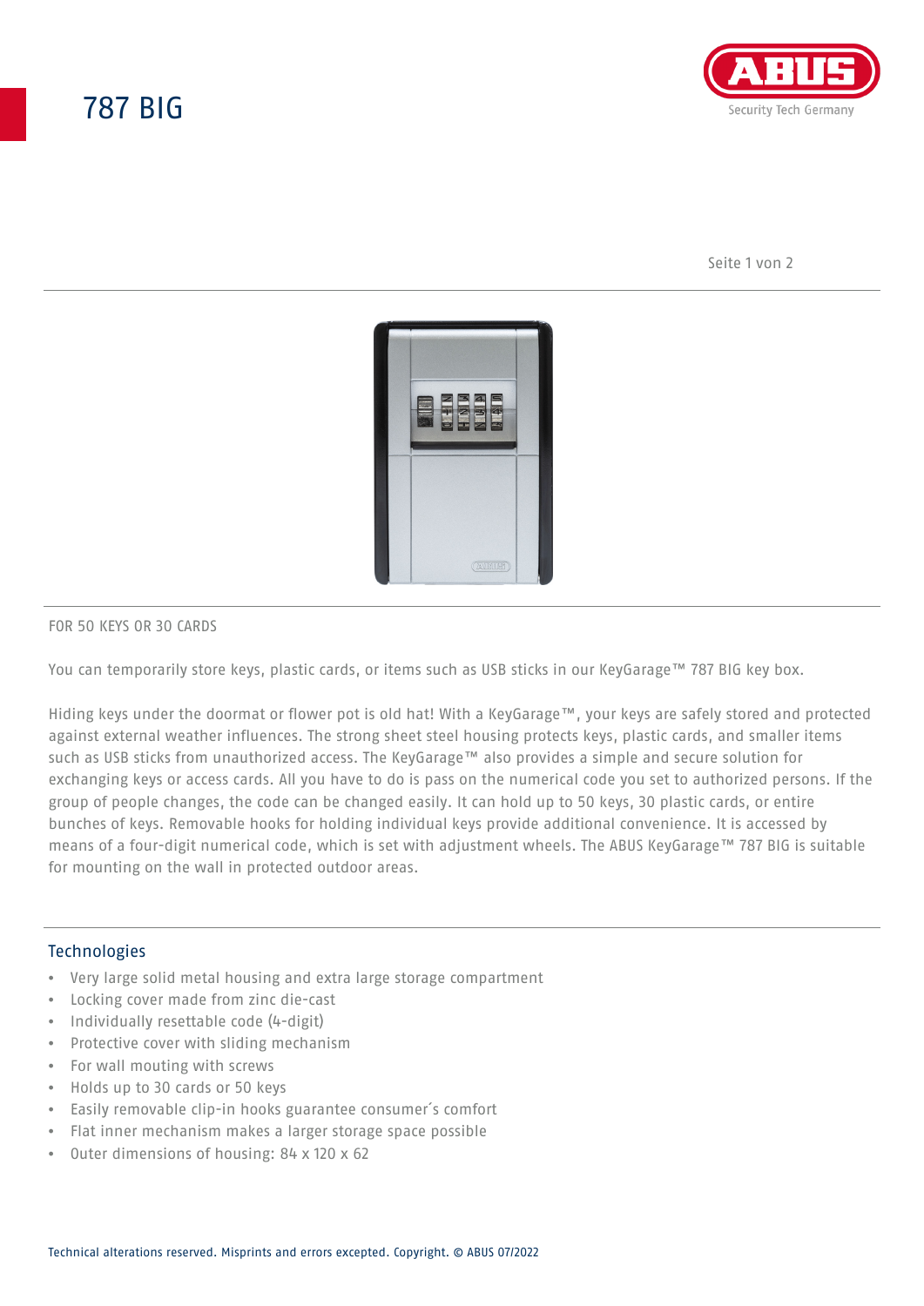# 787 BIG

FOR 50 KEYS OR 30 CARDS

You can temporarily store keys, plastic cards, or items such as USB sticks in our KeyGarage™ 787 BIG key box.

Hiding keys under the doormat or flower pot is old hat! With a KeyGarage™, your keys are safely stored and protected against external weather influences. The strong sheet steel housing protects keys, plastic cards, and smaller items such as USB sticks from unauthorized access. The KeyGarage™ also provides a simple and secure solution for exchanging keys or access cards. All you have to do is pass on the numerical code you set to authorized persons. If the group of people changes, the code can be changed easily. It can hold up to 50 keys, 30 plastic cards, or entire bunches of keys. Removable hooks for holding individual keys provide additional convenience. It is accessed by means of a four-digit numerical code, which is set with adjustment wheels. The ABUS KeyGarage™ 787 BIG is suitable for mounting on the wall in protected outdoor areas.

## Technologies

- Very large solid metal housing and extra large storage compartment
- Locking cover made from zinc die-cast
- Individually resettable code (4-digit)
- Protective cover with sliding mechanism
- For wall mouting with screws
- Holds up to 30 cards or 50 keys
- Easily removable clip-in hooks guarantee consumer´s comfort
- Flat inner mechanism makes a larger storage space possible
- Outer dimensions of housing: 84 x 120 x 62

Technical alterations reserved. Misprints and errors excepted. Copyright. © ABUS 07/2022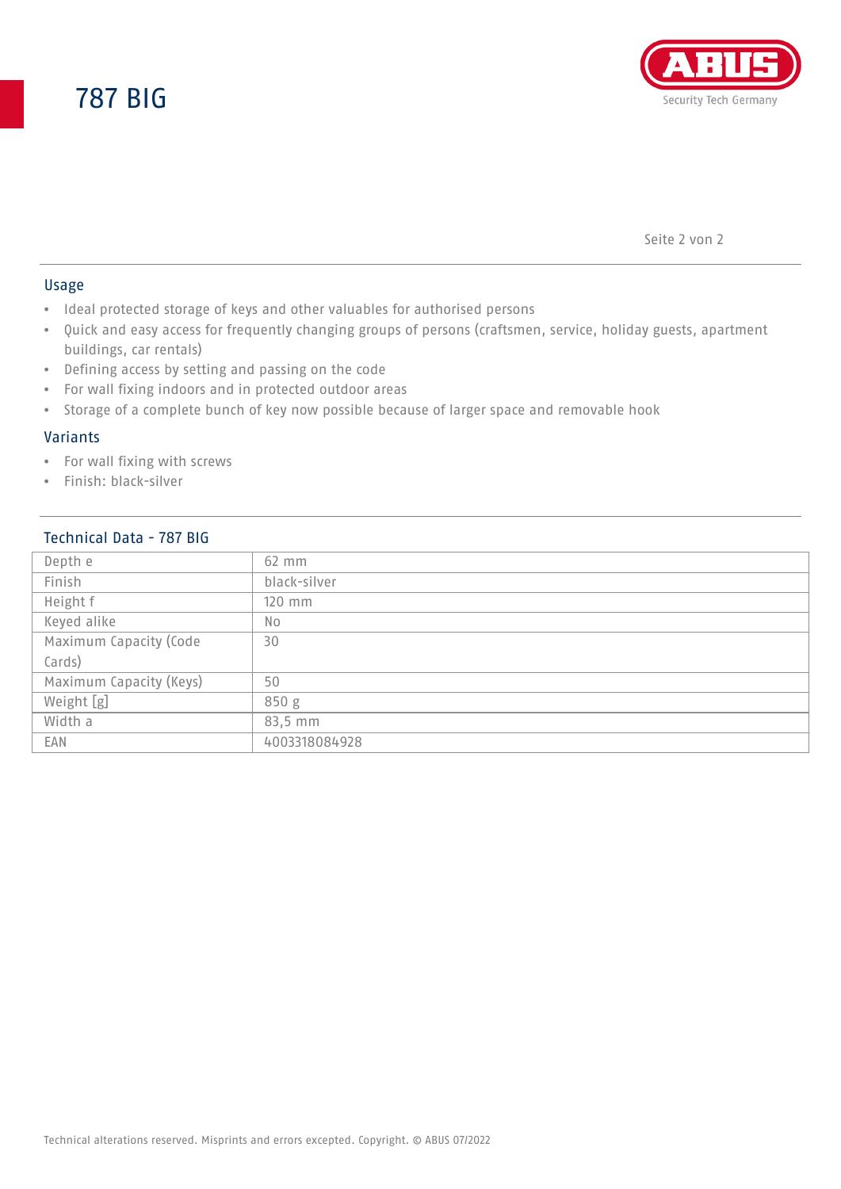# 787 BIG

## Usage

- Ideal protected storage of keys and other valuables for authorised persons
- Quick and easy access for frequently changing groups of persons (craftsmen, service, holiday guests, apartment buildings, car rentals)
- Defining access by setting and passing on the code
- For wall fixing indoors and in protected outdoor areas
- Storage of a complete bunch of key now possible because of larger space and removable hook

## Variants

- For wall fixing with screws
- Finish: black-silver

## Technical Data - 787 BIG

| | |
|---|---|
| Depth e | 62 mm |
| Finish | black-silver |
| Height f | 120 mm |
| Keyed alike | No |
| Maximum Capacity (Code Cards) | 30 |
| Maximum Capacity (Keys) | 50 |
| Weight [g] | 850 g |
| Width a | 83,5 mm |
| EAN | 4003318084928 |

Technical alterations reserved. Misprints and errors excepted. Copyright. © ABUS 07/2022